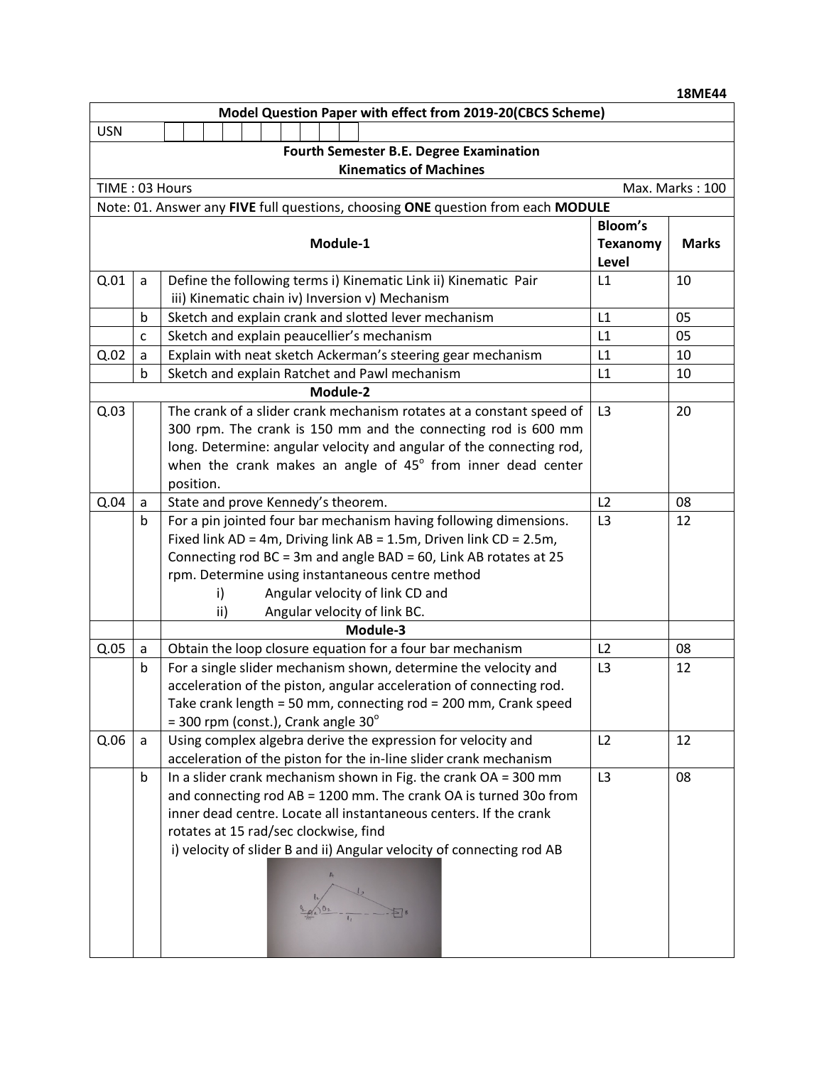18ME44

**Model Question Paper with effect from 2019-20(CBCS Scheme)**

USN

**Fourth Semester B.E. Degree Examination**

**Kinematics of Machines**

TIME : 03 Hours | Max. Marks : 100

Note: 01. Answer any **FIVE** full questions, choosing **ONE** question from each **MODULE**

| | | **Module-1** | **Bloom's Texanomy Level** | **Marks** |
|---|---|---|---|---|
| Q.01 | a | Define the following terms i) Kinematic Link ii) Kinematic Pair iii) Kinematic chain iv) Inversion v) Mechanism | L1 | 10 |
| | b | Sketch and explain crank and slotted lever mechanism | L1 | 05 |
| | c | Sketch and explain peaucellier's mechanism | L1 | 05 |
| Q.02 | a | Explain with neat sketch Ackerman's steering gear mechanism | L1 | 10 |
| | b | Sketch and explain Ratchet and Pawl mechanism | L1 | 10 |
| | | **Module-2** | | |
| Q.03 | | The crank of a slider crank mechanism rotates at a constant speed of 300 rpm. The crank is 150 mm and the connecting rod is 600 mm long. Determine: angular velocity and angular of the connecting rod, when the crank makes an angle of $45^{o}$ from inner dead center position. | L3 | 20 |
| Q.04 | a | State and prove Kennedy's theorem. | L2 | 08 |
| | b | For a pin jointed four bar mechanism having following dimensions. Fixed link AD = 4m, Driving link AB = 1.5m, Driven link CD = 2.5m, Connecting rod BC = 3m and angle BAD = 60, Link AB rotates at 25 rpm. Determine using instantaneous centre method<br>i) Angular velocity of link CD and<br>ii) Angular velocity of link BC. | L3 | 12 |
| | | **Module-3** | | |
| Q.05 | a | Obtain the loop closure equation for a four bar mechanism | L2 | 08 |
| | b | For a single slider mechanism shown, determine the velocity and acceleration of the piston, angular acceleration of connecting rod. Take crank length = 50 mm, connecting rod = 200 mm, Crank speed = 300 rpm (const.), Crank angle $30^{o}$ | L3 | 12 |
| Q.06 | a | Using complex algebra derive the expression for velocity and acceleration of the piston for the in-line slider crank mechanism | L2 | 12 |
| | b | In a slider crank mechanism shown in Fig. the crank OA = 300 mm and connecting rod AB = 1200 mm. The crank OA is turned 30o from inner dead centre. Locate all instantaneous centers. If the crank rotates at 15 rad/sec clockwise, find<br>i) velocity of slider B and ii) Angular velocity of connecting rod AB | L3 | 08 |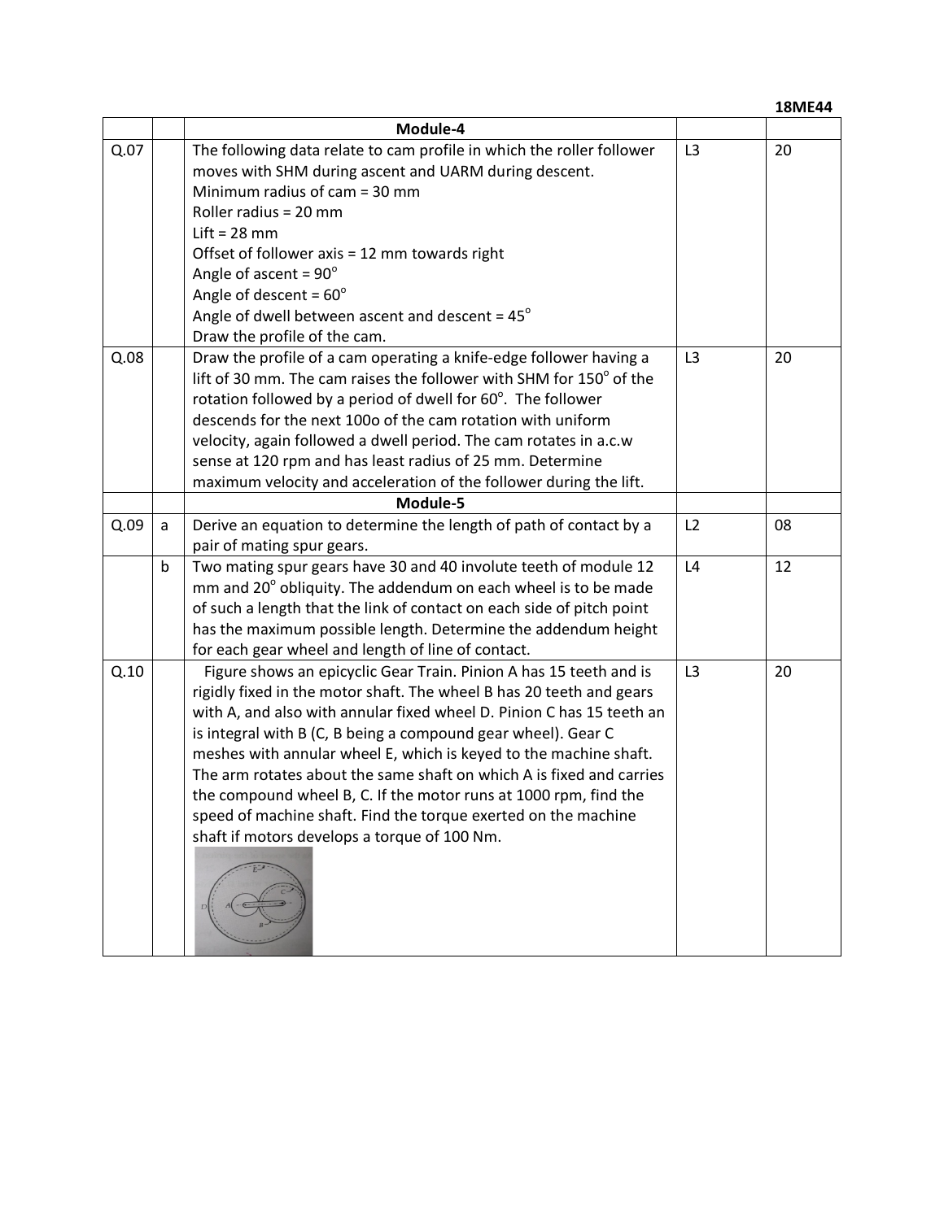| | | | | |
|---|---|---|---|---|
| | | **Module-4** | | |
| Q.07 | | The following data relate to cam profile in which the roller follower moves with SHM during ascent and UARM during descent.<br>Minimum radius of cam = 30 mm<br>Roller radius = 20 mm<br>Lift = 28 mm<br>Offset of follower axis = 12 mm towards right<br>Angle of ascent = $90^o$<br>Angle of descent = $60^o$<br>Angle of dwell between ascent and descent = $45^o$<br>Draw the profile of the cam. | L3 | 20 |
| Q.08 | | Draw the profile of a cam operating a knife-edge follower having a lift of 30 mm. The cam raises the follower with SHM for $150^o$ of the rotation followed by a period of dwell for $60^o$. The follower descends for the next 100o of the cam rotation with uniform velocity, again followed a dwell period. The cam rotates in a.c.w sense at 120 rpm and has least radius of 25 mm. Determine maximum velocity and acceleration of the follower during the lift. | L3 | 20 |
| | | **Module-5** | | |
| Q.09 | a | Derive an equation to determine the length of path of contact by a pair of mating spur gears. | L2 | 08 |
| | b | Two mating spur gears have 30 and 40 involute teeth of module 12 mm and $20^o$ obliquity. The addendum on each wheel is to be made of such a length that the link of contact on each side of pitch point has the maximum possible length. Determine the addendum height for each gear wheel and length of line of contact. | L4 | 12 |
| Q.10 | | Figure shows an epicyclic Gear Train. Pinion A has 15 teeth and is rigidly fixed in the motor shaft. The wheel B has 20 teeth and gears with A, and also with annular fixed wheel D. Pinion C has 15 teeth an is integral with B (C, B being a compound gear wheel). Gear C meshes with annular wheel E, which is keyed to the machine shaft. The arm rotates about the same shaft on which A is fixed and carries the compound wheel B, C. If the motor runs at 1000 rpm, find the speed of machine shaft. Find the torque exerted on the machine shaft if motors develops a torque of 100 Nm. | L3 | 20 |